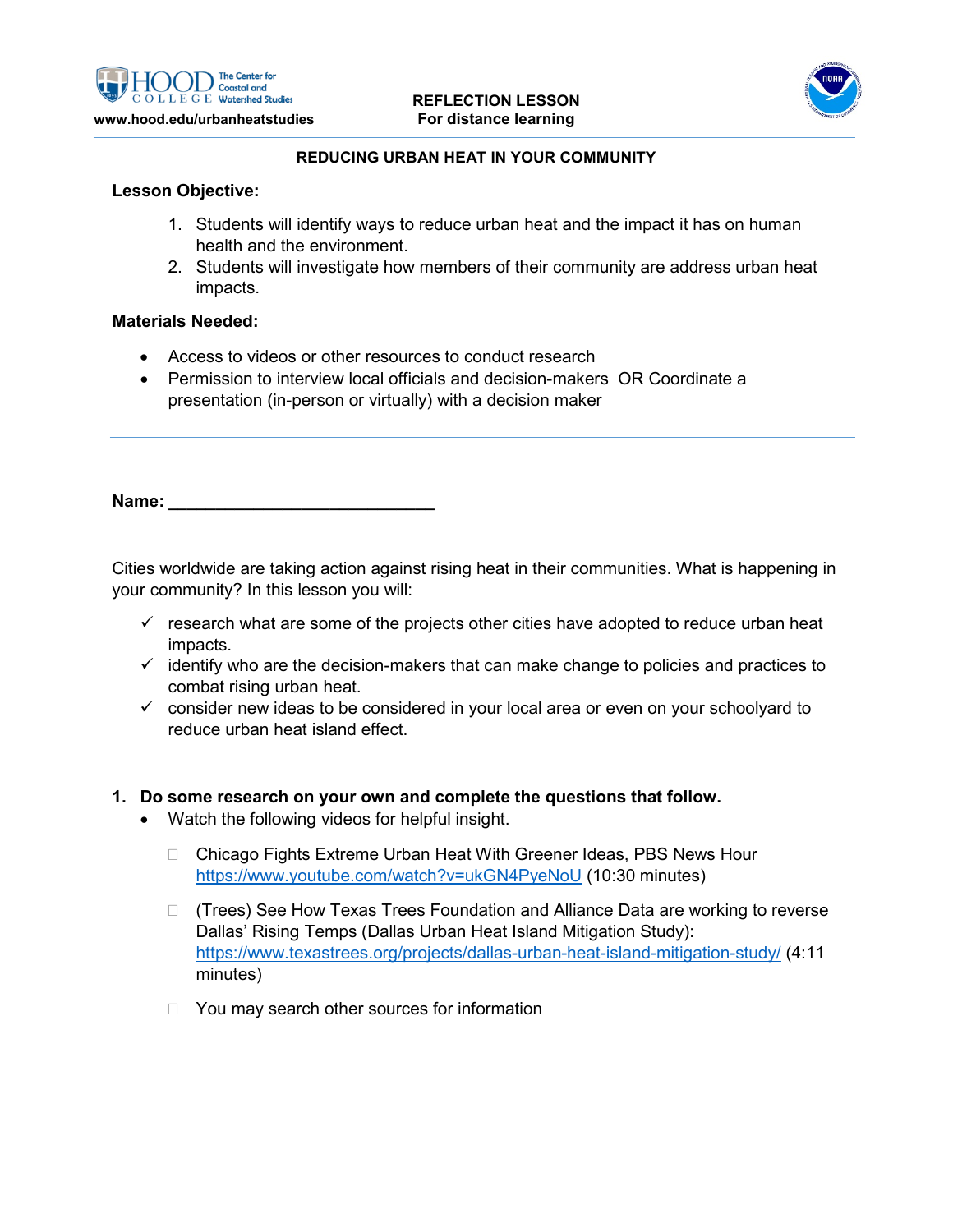www.hood.edu/urbanheatstudies

**REFLECTION LESSON**
**For distance learning**

## REDUCING URBAN HEAT IN YOUR COMMUNITY

**Lesson Objective:**

1. Students will identify ways to reduce urban heat and the impact it has on human health and the environment.
2. Students will investigate how members of their community are address urban heat impacts.

**Materials Needed:**

- Access to videos or other resources to conduct research
- Permission to interview local officials and decision-makers OR Coordinate a presentation (in-person or virtually) with a decision maker

---

**Name:** _____________________________

Cities worldwide are taking action against rising heat in their communities. What is happening in your community? In this lesson you will:

- ✓ research what are some of the projects other cities have adopted to reduce urban heat impacts.
- ✓ identify who are the decision-makers that can make change to policies and practices to combat rising urban heat.
- ✓ consider new ideas to be considered in your local area or even on your schoolyard to reduce urban heat island effect.

**1. Do some research on your own and complete the questions that follow.**

- Watch the following videos for helpful insight.
  - Chicago Fights Extreme Urban Heat With Greener Ideas, PBS News Hour https://www.youtube.com/watch?v=ukGN4PyeNoU (10:30 minutes)
  - (Trees) See How Texas Trees Foundation and Alliance Data are working to reverse Dallas' Rising Temps (Dallas Urban Heat Island Mitigation Study): https://www.texastrees.org/projects/dallas-urban-heat-island-mitigation-study/ (4:11 minutes)
  - You may search other sources for information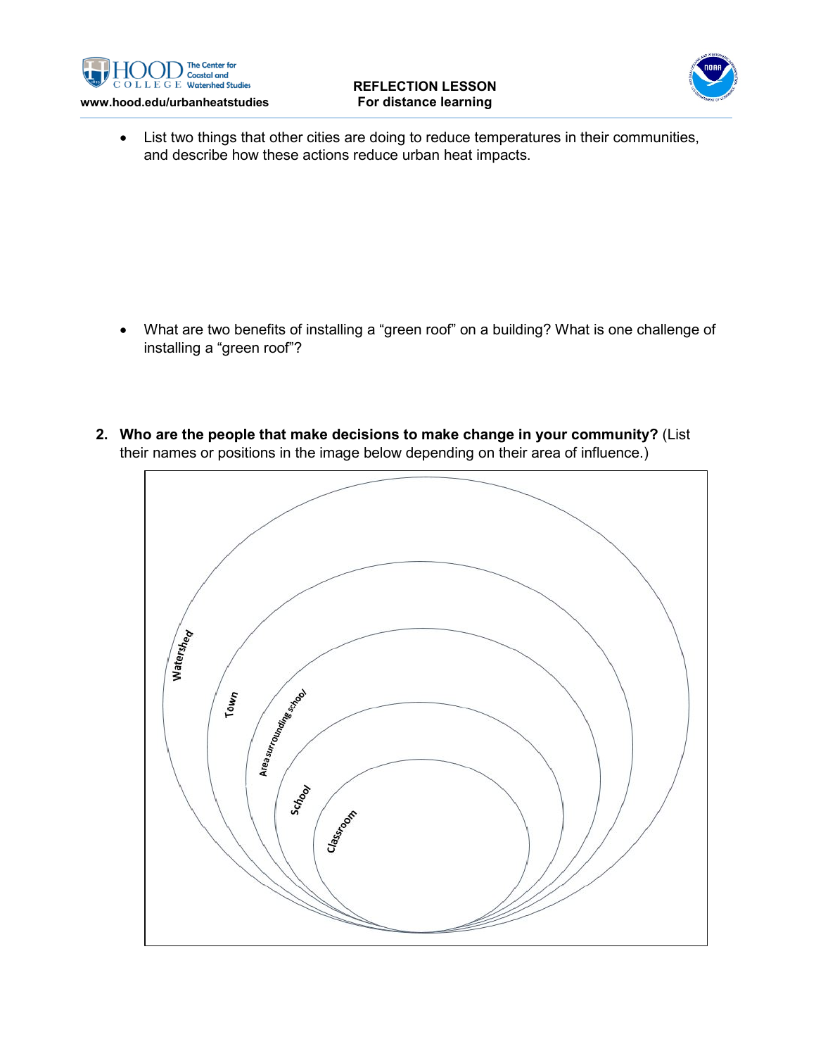- List two things that other cities are doing to reduce temperatures in their communities, and describe how these actions reduce urban heat impacts.

- What are two benefits of installing a "green roof" on a building? What is one challenge of installing a "green roof"?

2. **Who are the people that make decisions to make change in your community?** (List their names or positions in the image below depending on their area of influence.)

Watershed

Town

Area surrounding school

School

Classroom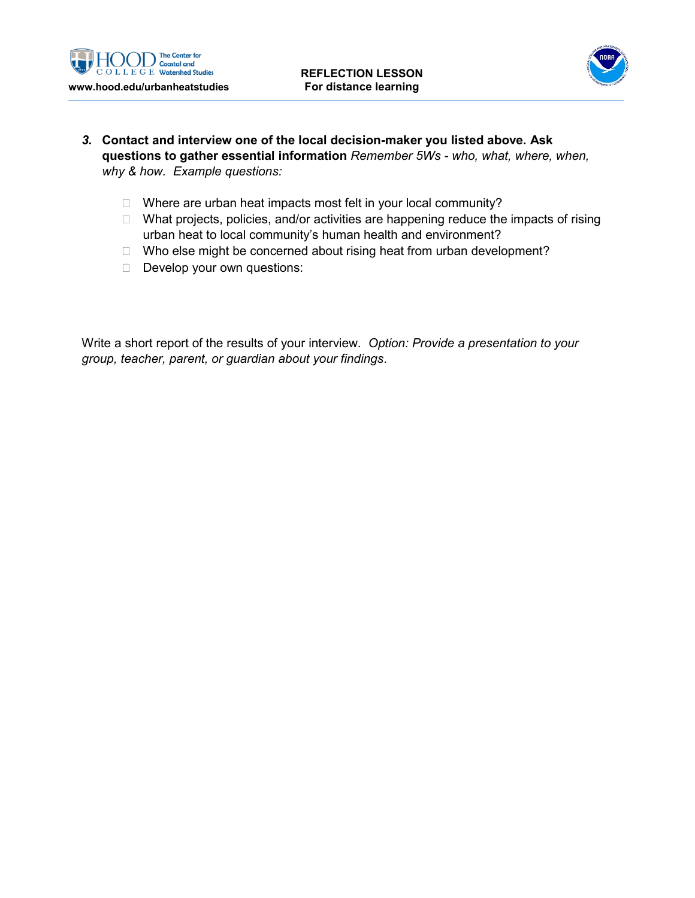3. **Contact and interview one of the local decision-maker you listed above. Ask questions to gather essential information** *Remember 5Ws - who, what, where, when, why & how. Example questions:*

   - Where are urban heat impacts most felt in your local community?
   - What projects, policies, and/or activities are happening reduce the impacts of rising urban heat to local community's human health and environment?
   - Who else might be concerned about rising heat from urban development?
   - Develop your own questions:

Write a short report of the results of your interview. *Option: Provide a presentation to your group, teacher, parent, or guardian about your findings*.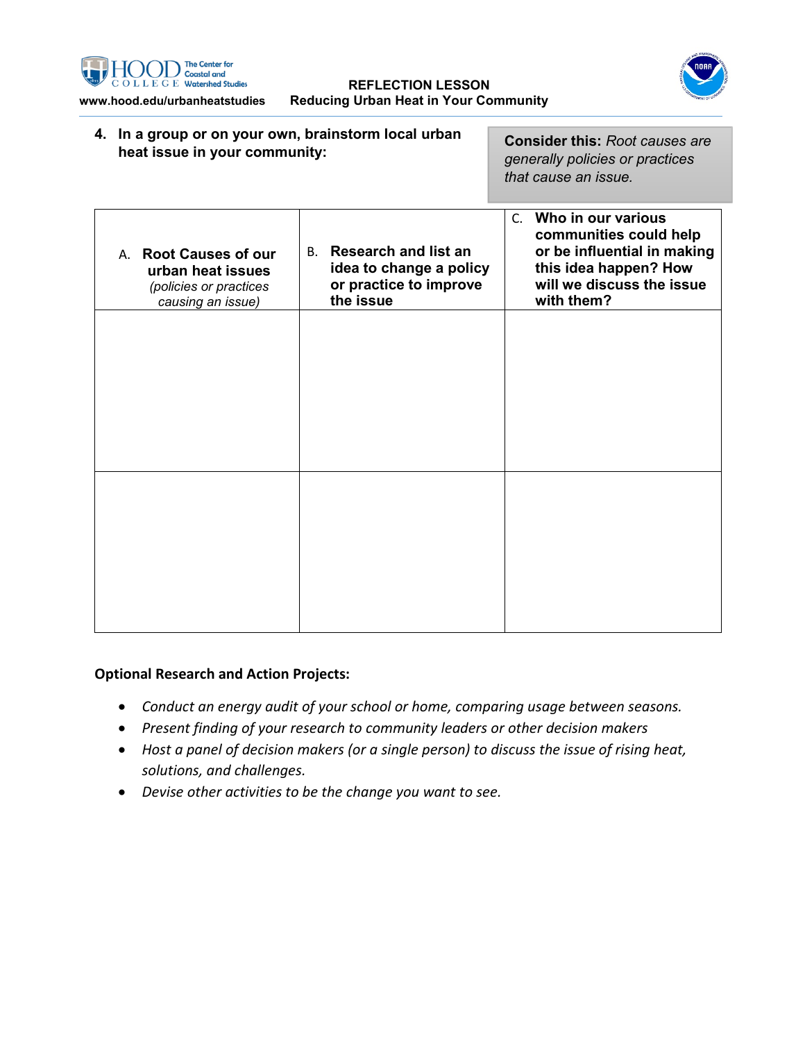4. **In a group or on your own, brainstorm local urban heat issue in your community:**

**Consider this:** *Root causes are generally policies or practices that cause an issue.*

| A. **Root Causes of our urban heat issues** *(policies or practices causing an issue)* | B. **Research and list an idea to change a policy or practice to improve the issue** | C. **Who in our various communities could help or be influential in making this idea happen? How will we discuss the issue with them?** |
|---|---|---|
| | | |
| | | |

**Optional Research and Action Projects:**

- *Conduct an energy audit of your school or home, comparing usage between seasons.*
- *Present finding of your research to community leaders or other decision makers*
- *Host a panel of decision makers (or a single person) to discuss the issue of rising heat, solutions, and challenges.*
- *Devise other activities to be the change you want to see.*